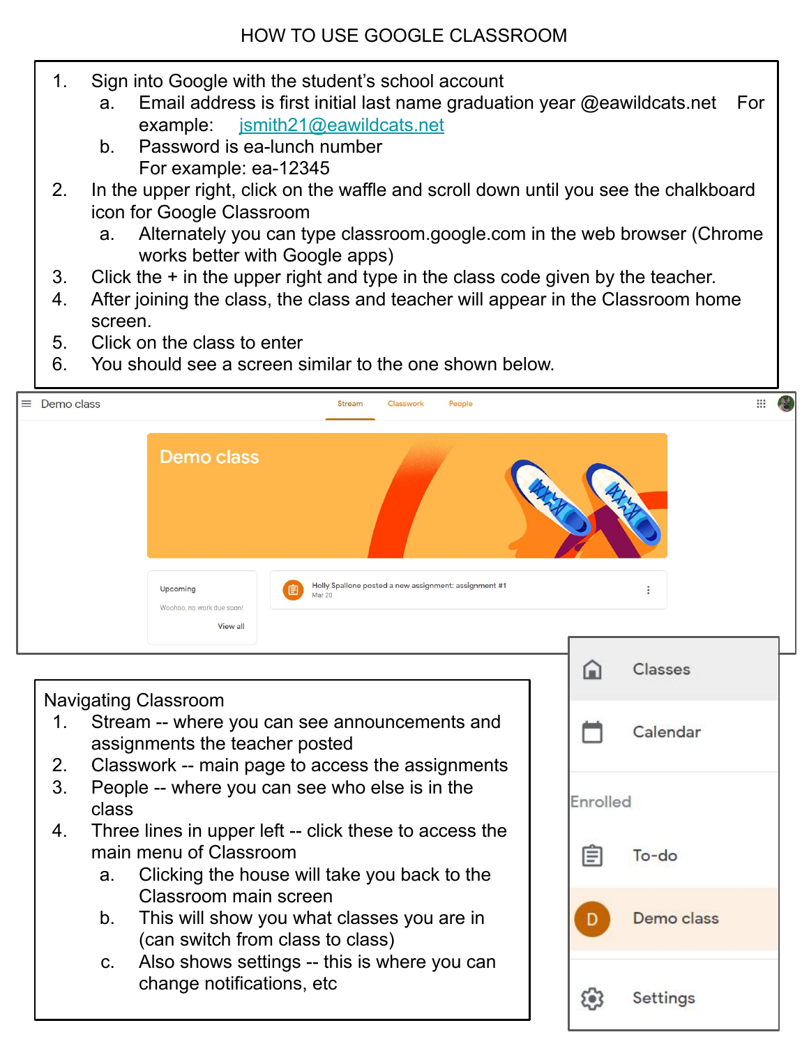# HOW TO USE GOOGLE CLASSROOM

1. Sign into Google with the student's school account
   a. Email address is first initial last name graduation year @eawildcats.net For example: jsmith21@eawildcats.net
   b. Password is ea-lunch number
      For example: ea-12345
2. In the upper right, click on the waffle and scroll down until you see the chalkboard icon for Google Classroom
   a. Alternately you can type classroom.google.com in the web browser (Chrome works better with Google apps)
3. Click the + in the upper right and type in the class code given by the teacher.
4. After joining the class, the class and teacher will appear in the Classroom home screen.
5. Click on the class to enter
6. You should see a screen similar to the one shown below.

Navigating Classroom

1. Stream -- where you can see announcements and assignments the teacher posted
2. Classwork -- main page to access the assignments
3. People -- where you can see who else is in the class
4. Three lines in upper left -- click these to access the main menu of Classroom
   a. Clicking the house will take you back to the Classroom main screen
   b. This will show you what classes you are in (can switch from class to class)
   c. Also shows settings -- this is where you can change notifications, etc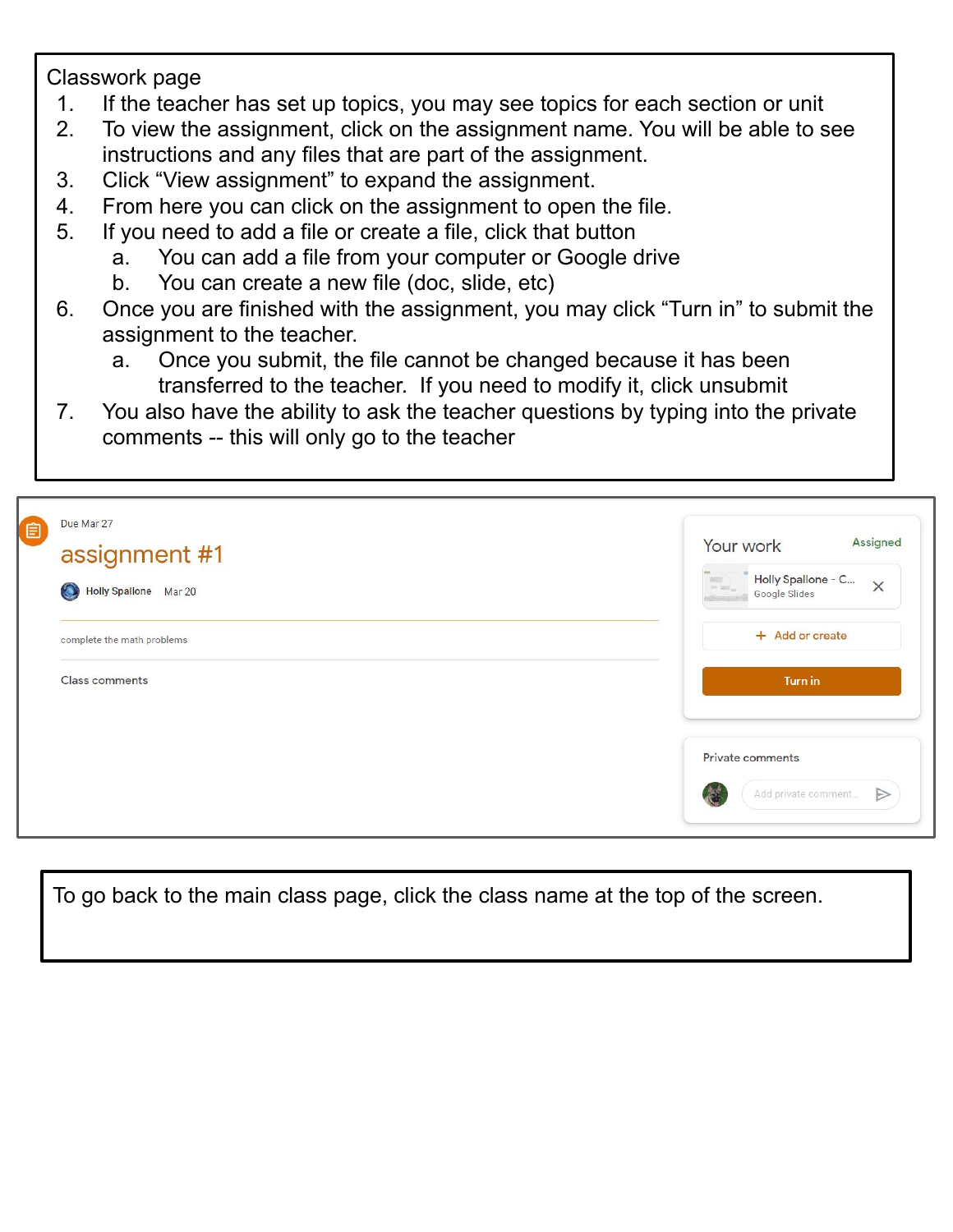Classwork page

1. If the teacher has set up topics, you may see topics for each section or unit
2. To view the assignment, click on the assignment name. You will be able to see instructions and any files that are part of the assignment.
3. Click "View assignment" to expand the assignment.
4. From here you can click on the assignment to open the file.
5. If you need to add a file or create a file, click that button
   a. You can add a file from your computer or Google drive
   b. You can create a new file (doc, slide, etc)
6. Once you are finished with the assignment, you may click "Turn in" to submit the assignment to the teacher.
   a. Once you submit, the file cannot be changed because it has been transferred to the teacher. If you need to modify it, click unsubmit
7. You also have the ability to ask the teacher questions by typing into the private comments -- this will only go to the teacher

Due Mar 27

assignment #1

Holly Spallone Mar 20

complete the math problems

Class comments

Your work Assigned

Holly Spallone - C...
Google Slides

+ Add or create

Turn in

Private comments

Add private comment...

To go back to the main class page, click the class name at the top of the screen.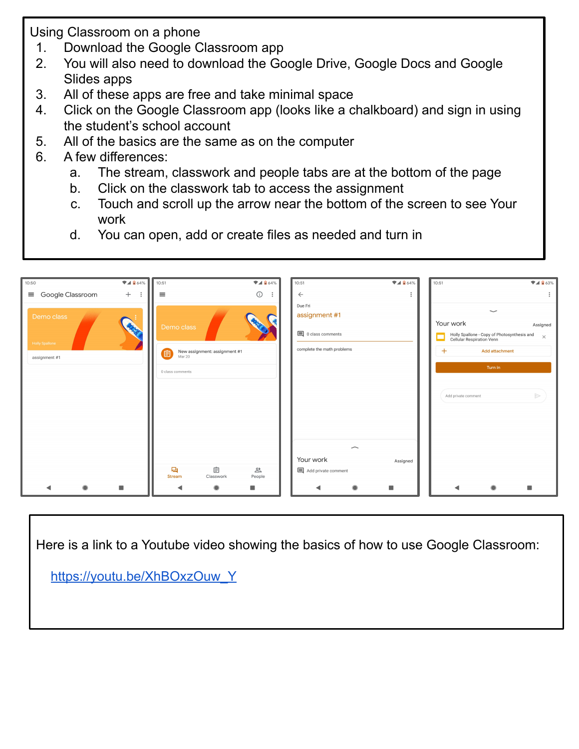Using Classroom on a phone

1. Download the Google Classroom app
2. You will also need to download the Google Drive, Google Docs and Google Slides apps
3. All of these apps are free and take minimal space
4. Click on the Google Classroom app (looks like a chalkboard) and sign in using the student's school account
5. All of the basics are the same as on the computer
6. A few differences:
   a. The stream, classwork and people tabs are at the bottom of the page
   b. Click on the classwork tab to access the assignment
   c. Touch and scroll up the arrow near the bottom of the screen to see Your work
   d. You can open, add or create files as needed and turn in

Here is a link to a Youtube video showing the basics of how to use Google Classroom:

https://youtu.be/XhBOxzOuw_Y